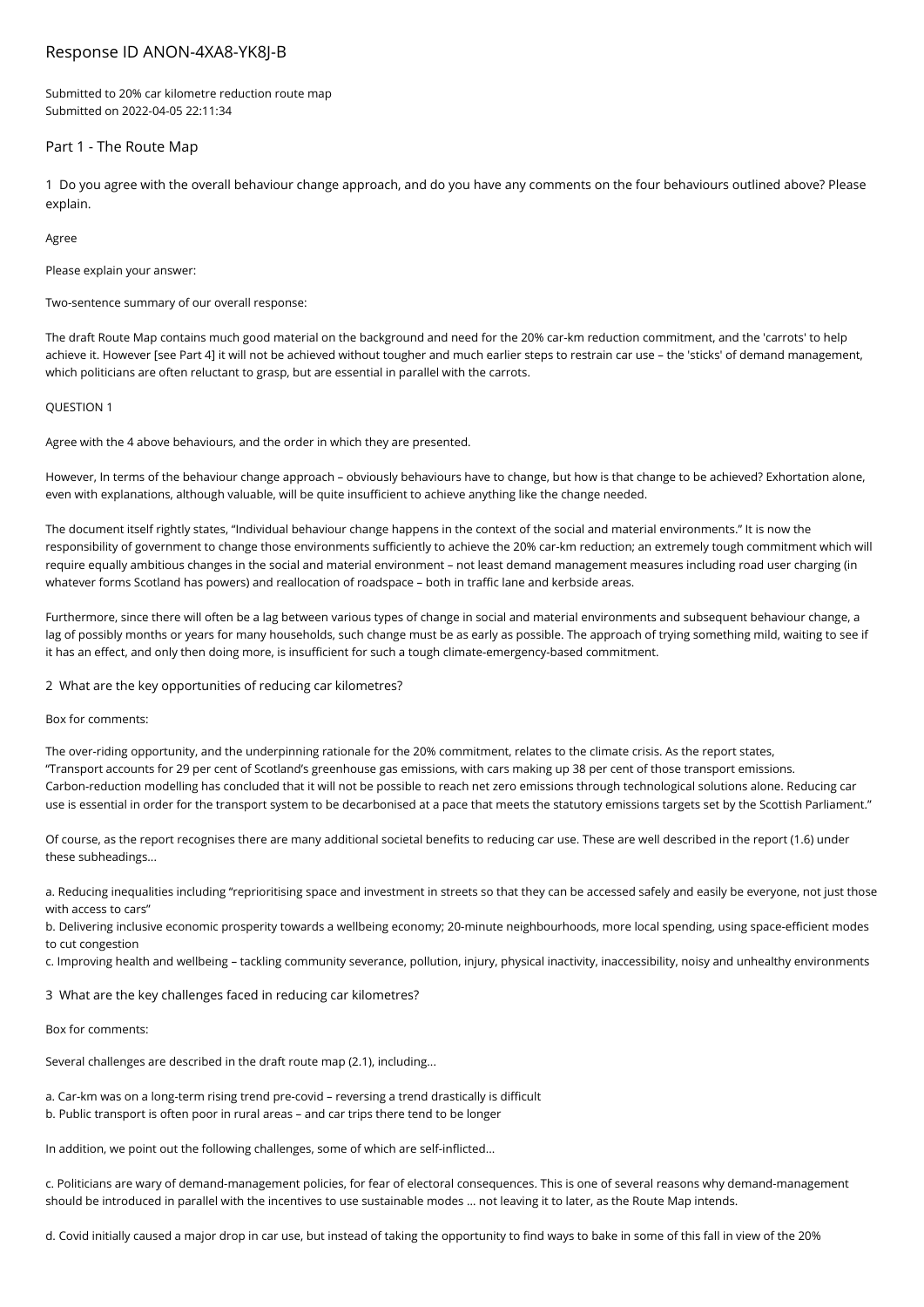# Response ID ANON-4XA8-YK8J-B

Submitted to 20% car kilometre reduction route map
Submitted on 2022-04-05 22:11:34

## Part 1 - The Route Map

**1 Do you agree with the overall behaviour change approach, and do you have any comments on the four behaviours outlined above? Please explain.**

Agree

Please explain your answer:

Two-sentence summary of our overall response:

The draft Route Map contains much good material on the background and need for the 20% car-km reduction commitment, and the 'carrots' to help achieve it. However [see Part 4] it will not be achieved without tougher and much earlier steps to restrain car use – the 'sticks' of demand management, which politicians are often reluctant to grasp, but are essential in parallel with the carrots.

QUESTION 1

Agree with the 4 above behaviours, and the order in which they are presented.

However, In terms of the behaviour change approach – obviously behaviours have to change, but how is that change to be achieved? Exhortation alone, even with explanations, although valuable, will be quite insufficient to achieve anything like the change needed.

The document itself rightly states, "Individual behaviour change happens in the context of the social and material environments." It is now the responsibility of government to change those environments sufficiently to achieve the 20% car-km reduction; an extremely tough commitment which will require equally ambitious changes in the social and material environment – not least demand management measures including road user charging (in whatever forms Scotland has powers) and reallocation of roadspace – both in traffic lane and kerbside areas.

Furthermore, since there will often be a lag between various types of change in social and material environments and subsequent behaviour change, a lag of possibly months or years for many households, such change must be as early as possible. The approach of trying something mild, waiting to see if it has an effect, and only then doing more, is insufficient for such a tough climate-emergency-based commitment.

**2 What are the key opportunities of reducing car kilometres?**

Box for comments:

The over-riding opportunity, and the underpinning rationale for the 20% commitment, relates to the climate crisis. As the report states, "Transport accounts for 29 per cent of Scotland's greenhouse gas emissions, with cars making up 38 per cent of those transport emissions. Carbon-reduction modelling has concluded that it will not be possible to reach net zero emissions through technological solutions alone. Reducing car use is essential in order for the transport system to be decarbonised at a pace that meets the statutory emissions targets set by the Scottish Parliament."

Of course, as the report recognises there are many additional societal benefits to reducing car use. These are well described in the report (1.6) under these subheadings...

a. Reducing inequalities including "reprioritising space and investment in streets so that they can be accessed safely and easily be everyone, not just those with access to cars"
b. Delivering inclusive economic prosperity towards a wellbeing economy; 20-minute neighbourhoods, more local spending, using space-efficient modes to cut congestion
c. Improving health and wellbeing – tackling community severance, pollution, injury, physical inactivity, inaccessibility, noisy and unhealthy environments

**3 What are the key challenges faced in reducing car kilometres?**

Box for comments:

Several challenges are described in the draft route map (2.1), including...

a. Car-km was on a long-term rising trend pre-covid – reversing a trend drastically is difficult
b. Public transport is often poor in rural areas – and car trips there tend to be longer

In addition, we point out the following challenges, some of which are self-inflicted...

c. Politicians are wary of demand-management policies, for fear of electoral consequences. This is one of several reasons why demand-management should be introduced in parallel with the incentives to use sustainable modes ... not leaving it to later, as the Route Map intends.

d. Covid initially caused a major drop in car use, but instead of taking the opportunity to find ways to bake in some of this fall in view of the 20%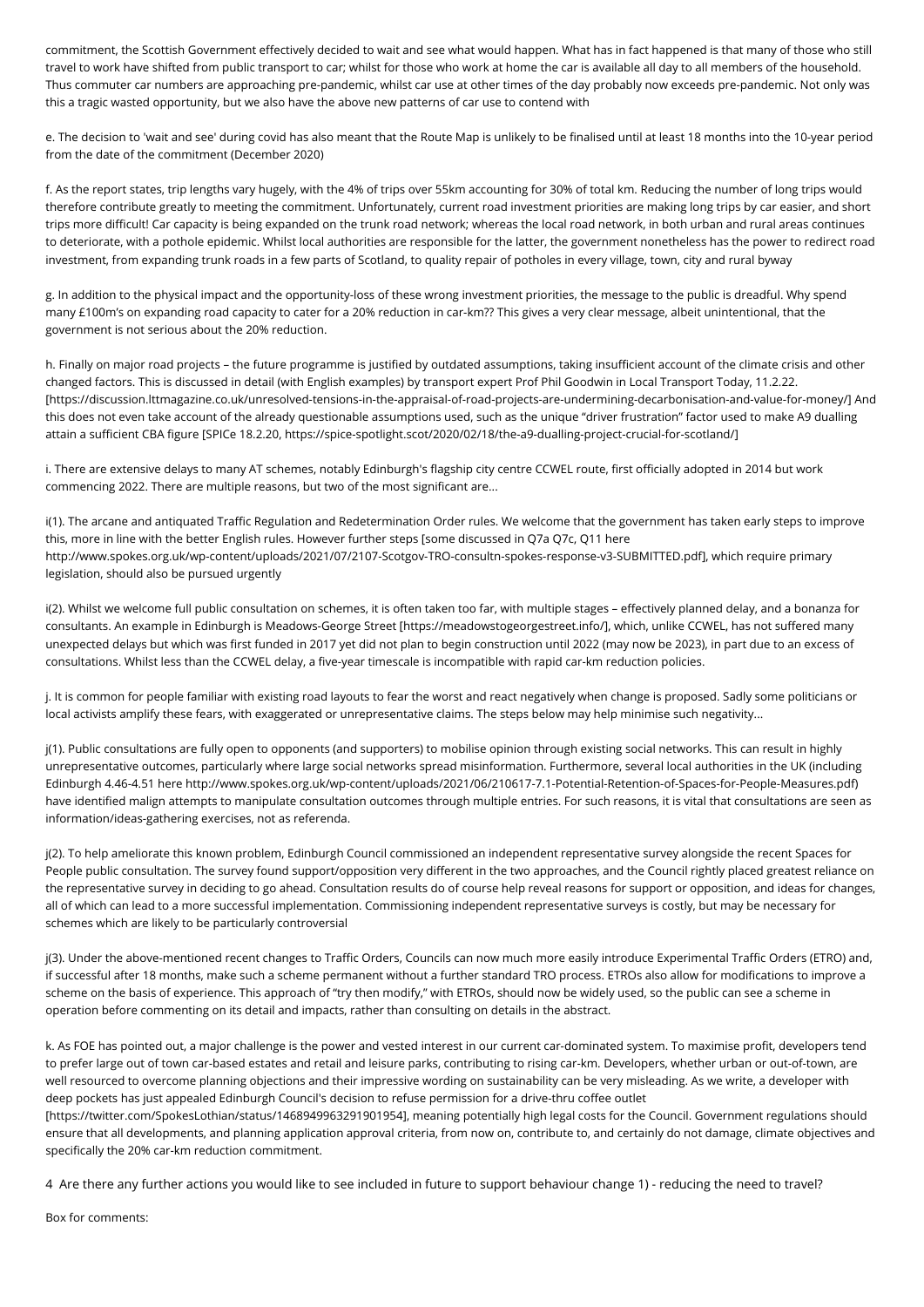commitment, the Scottish Government effectively decided to wait and see what would happen. What has in fact happened is that many of those who still travel to work have shifted from public transport to car; whilst for those who work at home the car is available all day to all members of the household. Thus commuter car numbers are approaching pre-pandemic, whilst car use at other times of the day probably now exceeds pre-pandemic. Not only was this a tragic wasted opportunity, but we also have the above new patterns of car use to contend with

e. The decision to 'wait and see' during covid has also meant that the Route Map is unlikely to be finalised until at least 18 months into the 10-year period from the date of the commitment (December 2020)

f. As the report states, trip lengths vary hugely, with the 4% of trips over 55km accounting for 30% of total km. Reducing the number of long trips would therefore contribute greatly to meeting the commitment. Unfortunately, current road investment priorities are making long trips by car easier, and short trips more difficult! Car capacity is being expanded on the trunk road network; whereas the local road network, in both urban and rural areas continues to deteriorate, with a pothole epidemic. Whilst local authorities are responsible for the latter, the government nonetheless has the power to redirect road investment, from expanding trunk roads in a few parts of Scotland, to quality repair of potholes in every village, town, city and rural byway

g. In addition to the physical impact and the opportunity-loss of these wrong investment priorities, the message to the public is dreadful. Why spend many £100m's on expanding road capacity to cater for a 20% reduction in car-km?? This gives a very clear message, albeit unintentional, that the government is not serious about the 20% reduction.

h. Finally on major road projects – the future programme is justified by outdated assumptions, taking insufficient account of the climate crisis and other changed factors. This is discussed in detail (with English examples) by transport expert Prof Phil Goodwin in Local Transport Today, 11.2.22. [https://discussion.lttmagazine.co.uk/unresolved-tensions-in-the-appraisal-of-road-projects-are-undermining-decarbonisation-and-value-for-money/] And this does not even take account of the already questionable assumptions used, such as the unique "driver frustration" factor used to make A9 dualling attain a sufficient CBA figure [SPICe 18.2.20, https://spice-spotlight.scot/2020/02/18/the-a9-dualling-project-crucial-for-scotland/]

i. There are extensive delays to many AT schemes, notably Edinburgh's flagship city centre CCWEL route, first officially adopted in 2014 but work commencing 2022. There are multiple reasons, but two of the most significant are...

i(1). The arcane and antiquated Traffic Regulation and Redetermination Order rules. We welcome that the government has taken early steps to improve this, more in line with the better English rules. However further steps [some discussed in Q7a Q7c, Q11 here http://www.spokes.org.uk/wp-content/uploads/2021/07/2107-Scotgov-TRO-consultn-spokes-response-v3-SUBMITTED.pdf], which require primary legislation, should also be pursued urgently

i(2). Whilst we welcome full public consultation on schemes, it is often taken too far, with multiple stages – effectively planned delay, and a bonanza for consultants. An example in Edinburgh is Meadows-George Street [https://meadowstogeorgestreet.info/], which, unlike CCWEL, has not suffered many unexpected delays but which was first funded in 2017 yet did not plan to begin construction until 2022 (may now be 2023), in part due to an excess of consultations. Whilst less than the CCWEL delay, a five-year timescale is incompatible with rapid car-km reduction policies.

j. It is common for people familiar with existing road layouts to fear the worst and react negatively when change is proposed. Sadly some politicians or local activists amplify these fears, with exaggerated or unrepresentative claims. The steps below may help minimise such negativity...

j(1). Public consultations are fully open to opponents (and supporters) to mobilise opinion through existing social networks. This can result in highly unrepresentative outcomes, particularly where large social networks spread misinformation. Furthermore, several local authorities in the UK (including Edinburgh 4.46-4.51 here http://www.spokes.org.uk/wp-content/uploads/2021/06/210617-7.1-Potential-Retention-of-Spaces-for-People-Measures.pdf) have identified malign attempts to manipulate consultation outcomes through multiple entries. For such reasons, it is vital that consultations are seen as information/ideas-gathering exercises, not as referenda.

j(2). To help ameliorate this known problem, Edinburgh Council commissioned an independent representative survey alongside the recent Spaces for People public consultation. The survey found support/opposition very different in the two approaches, and the Council rightly placed greatest reliance on the representative survey in deciding to go ahead. Consultation results do of course help reveal reasons for support or opposition, and ideas for changes, all of which can lead to a more successful implementation. Commissioning independent representative surveys is costly, but may be necessary for schemes which are likely to be particularly controversial

j(3). Under the above-mentioned recent changes to Traffic Orders, Councils can now much more easily introduce Experimental Traffic Orders (ETRO) and, if successful after 18 months, make such a scheme permanent without a further standard TRO process. ETROs also allow for modifications to improve a scheme on the basis of experience. This approach of "try then modify," with ETROs, should now be widely used, so the public can see a scheme in operation before commenting on its detail and impacts, rather than consulting on details in the abstract.

k. As FOE has pointed out, a major challenge is the power and vested interest in our current car-dominated system. To maximise profit, developers tend to prefer large out of town car-based estates and retail and leisure parks, contributing to rising car-km. Developers, whether urban or out-of-town, are well resourced to overcome planning objections and their impressive wording on sustainability can be very misleading. As we write, a developer with deep pockets has just appealed Edinburgh Council's decision to refuse permission for a drive-thru coffee outlet [https://twitter.com/SpokesLothian/status/1468949963291901954], meaning potentially high legal costs for the Council. Government regulations should ensure that all developments, and planning application approval criteria, from now on, contribute to, and certainly do not damage, climate objectives and specifically the 20% car-km reduction commitment.

4 Are there any further actions you would like to see included in future to support behaviour change 1) - reducing the need to travel?

Box for comments: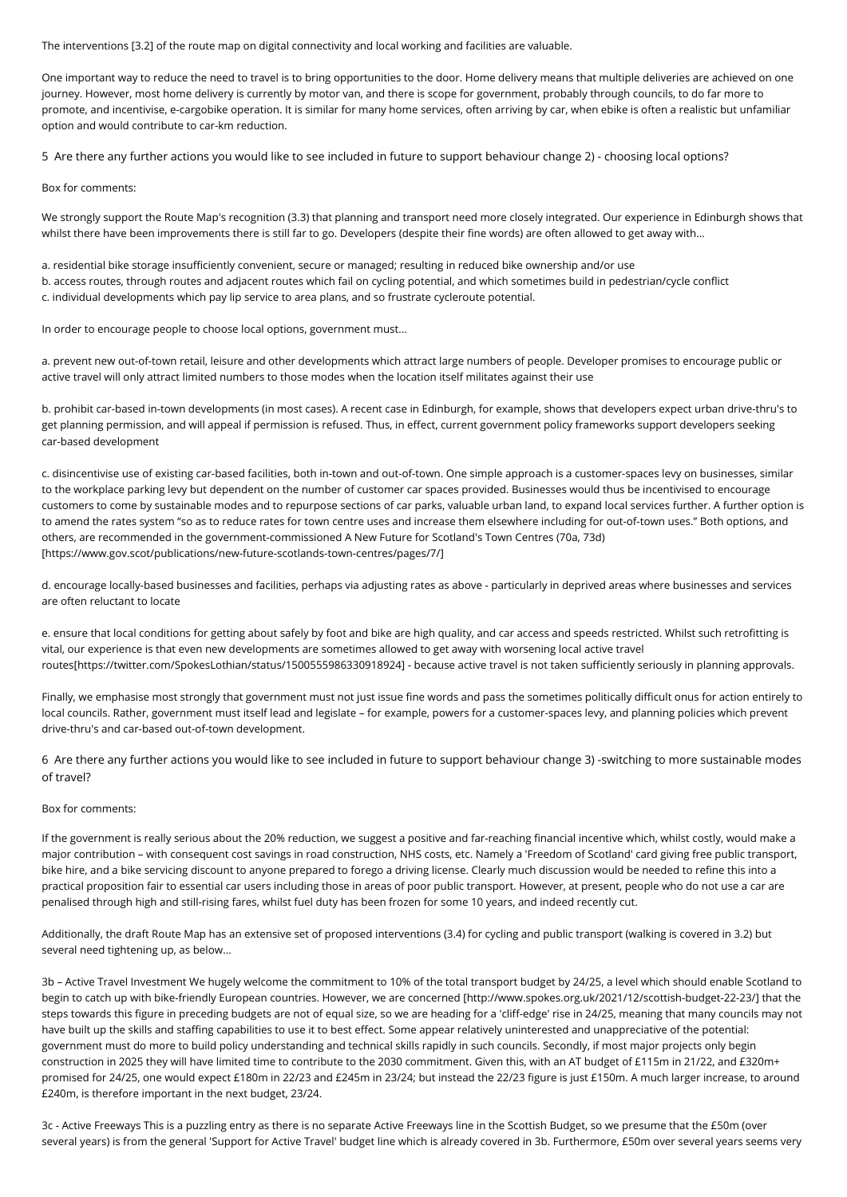The interventions [3.2] of the route map on digital connectivity and local working and facilities are valuable.

One important way to reduce the need to travel is to bring opportunities to the door. Home delivery means that multiple deliveries are achieved on one journey. However, most home delivery is currently by motor van, and there is scope for government, probably through councils, to do far more to promote, and incentivise, e-cargobike operation. It is similar for many home services, often arriving by car, when ebike is often a realistic but unfamiliar option and would contribute to car-km reduction.

5 Are there any further actions you would like to see included in future to support behaviour change 2) - choosing local options?

Box for comments:

We strongly support the Route Map's recognition (3.3) that planning and transport need more closely integrated. Our experience in Edinburgh shows that whilst there have been improvements there is still far to go. Developers (despite their fine words) are often allowed to get away with...

a. residential bike storage insufficiently convenient, secure or managed; resulting in reduced bike ownership and/or use
b. access routes, through routes and adjacent routes which fail on cycling potential, and which sometimes build in pedestrian/cycle conflict
c. individual developments which pay lip service to area plans, and so frustrate cycleroute potential.

In order to encourage people to choose local options, government must...

a. prevent new out-of-town retail, leisure and other developments which attract large numbers of people. Developer promises to encourage public or active travel will only attract limited numbers to those modes when the location itself militates against their use

b. prohibit car-based in-town developments (in most cases). A recent case in Edinburgh, for example, shows that developers expect urban drive-thru's to get planning permission, and will appeal if permission is refused. Thus, in effect, current government policy frameworks support developers seeking car-based development

c. disincentivise use of existing car-based facilities, both in-town and out-of-town. One simple approach is a customer-spaces levy on businesses, similar to the workplace parking levy but dependent on the number of customer car spaces provided. Businesses would thus be incentivised to encourage customers to come by sustainable modes and to repurpose sections of car parks, valuable urban land, to expand local services further. A further option is to amend the rates system "so as to reduce rates for town centre uses and increase them elsewhere including for out-of-town uses." Both options, and others, are recommended in the government-commissioned A New Future for Scotland's Town Centres (70a, 73d) [https://www.gov.scot/publications/new-future-scotlands-town-centres/pages/7/]

d. encourage locally-based businesses and facilities, perhaps via adjusting rates as above - particularly in deprived areas where businesses and services are often reluctant to locate

e. ensure that local conditions for getting about safely by foot and bike are high quality, and car access and speeds restricted. Whilst such retrofitting is vital, our experience is that even new developments are sometimes allowed to get away with worsening local active travel routes[https://twitter.com/SpokesLothian/status/1500555986330918924] - because active travel is not taken sufficiently seriously in planning approvals.

Finally, we emphasise most strongly that government must not just issue fine words and pass the sometimes politically difficult onus for action entirely to local councils. Rather, government must itself lead and legislate – for example, powers for a customer-spaces levy, and planning policies which prevent drive-thru's and car-based out-of-town development.

6 Are there any further actions you would like to see included in future to support behaviour change 3) -switching to more sustainable modes of travel?

Box for comments:

If the government is really serious about the 20% reduction, we suggest a positive and far-reaching financial incentive which, whilst costly, would make a major contribution – with consequent cost savings in road construction, NHS costs, etc. Namely a 'Freedom of Scotland' card giving free public transport, bike hire, and a bike servicing discount to anyone prepared to forego a driving license. Clearly much discussion would be needed to refine this into a practical proposition fair to essential car users including those in areas of poor public transport. However, at present, people who do not use a car are penalised through high and still-rising fares, whilst fuel duty has been frozen for some 10 years, and indeed recently cut.

Additionally, the draft Route Map has an extensive set of proposed interventions (3.4) for cycling and public transport (walking is covered in 3.2) but several need tightening up, as below...

3b – Active Travel Investment We hugely welcome the commitment to 10% of the total transport budget by 24/25, a level which should enable Scotland to begin to catch up with bike-friendly European countries. However, we are concerned [http://www.spokes.org.uk/2021/12/scottish-budget-22-23/] that the steps towards this figure in preceding budgets are not of equal size, so we are heading for a 'cliff-edge' rise in 24/25, meaning that many councils may not have built up the skills and staffing capabilities to use it to best effect. Some appear relatively uninterested and unappreciative of the potential: government must do more to build policy understanding and technical skills rapidly in such councils. Secondly, if most major projects only begin construction in 2025 they will have limited time to contribute to the 2030 commitment. Given this, with an AT budget of £115m in 21/22, and £320m+ promised for 24/25, one would expect £180m in 22/23 and £245m in 23/24; but instead the 22/23 figure is just £150m. A much larger increase, to around £240m, is therefore important in the next budget, 23/24.

3c - Active Freeways This is a puzzling entry as there is no separate Active Freeways line in the Scottish Budget, so we presume that the £50m (over several years) is from the general 'Support for Active Travel' budget line which is already covered in 3b. Furthermore, £50m over several years seems very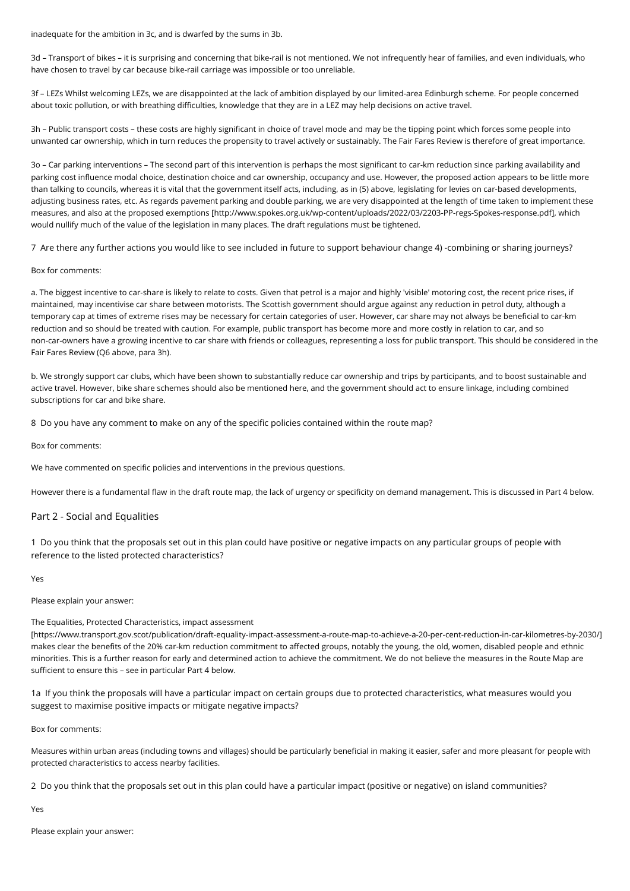inadequate for the ambition in 3c, and is dwarfed by the sums in 3b.

3d – Transport of bikes – it is surprising and concerning that bike-rail is not mentioned. We not infrequently hear of families, and even individuals, who have chosen to travel by car because bike-rail carriage was impossible or too unreliable.

3f – LEZs Whilst welcoming LEZs, we are disappointed at the lack of ambition displayed by our limited-area Edinburgh scheme. For people concerned about toxic pollution, or with breathing difficulties, knowledge that they are in a LEZ may help decisions on active travel.

3h – Public transport costs – these costs are highly significant in choice of travel mode and may be the tipping point which forces some people into unwanted car ownership, which in turn reduces the propensity to travel actively or sustainably. The Fair Fares Review is therefore of great importance.

3o – Car parking interventions – The second part of this intervention is perhaps the most significant to car-km reduction since parking availability and parking cost influence modal choice, destination choice and car ownership, occupancy and use. However, the proposed action appears to be little more than talking to councils, whereas it is vital that the government itself acts, including, as in (5) above, legislating for levies on car-based developments, adjusting business rates, etc. As regards pavement parking and double parking, we are very disappointed at the length of time taken to implement these measures, and also at the proposed exemptions [http://www.spokes.org.uk/wp-content/uploads/2022/03/2203-PP-regs-Spokes-response.pdf], which would nullify much of the value of the legislation in many places. The draft regulations must be tightened.

7 Are there any further actions you would like to see included in future to support behaviour change 4) -combining or sharing journeys?

Box for comments:

a. The biggest incentive to car-share is likely to relate to costs. Given that petrol is a major and highly 'visible' motoring cost, the recent price rises, if maintained, may incentivise car share between motorists. The Scottish government should argue against any reduction in petrol duty, although a temporary cap at times of extreme rises may be necessary for certain categories of user. However, car share may not always be beneficial to car-km reduction and so should be treated with caution. For example, public transport has become more and more costly in relation to car, and so non-car-owners have a growing incentive to car share with friends or colleagues, representing a loss for public transport. This should be considered in the Fair Fares Review (Q6 above, para 3h).

b. We strongly support car clubs, which have been shown to substantially reduce car ownership and trips by participants, and to boost sustainable and active travel. However, bike share schemes should also be mentioned here, and the government should act to ensure linkage, including combined subscriptions for car and bike share.

8 Do you have any comment to make on any of the specific policies contained within the route map?

Box for comments:

We have commented on specific policies and interventions in the previous questions.

However there is a fundamental flaw in the draft route map, the lack of urgency or specificity on demand management. This is discussed in Part 4 below.

## Part 2 - Social and Equalities

1 Do you think that the proposals set out in this plan could have positive or negative impacts on any particular groups of people with reference to the listed protected characteristics?

Yes

Please explain your answer:

The Equalities, Protected Characteristics, impact assessment [https://www.transport.gov.scot/publication/draft-equality-impact-assessment-a-route-map-to-achieve-a-20-per-cent-reduction-in-car-kilometres-by-2030/] makes clear the benefits of the 20% car-km reduction commitment to affected groups, notably the young, the old, women, disabled people and ethnic minorities. This is a further reason for early and determined action to achieve the commitment. We do not believe the measures in the Route Map are sufficient to ensure this – see in particular Part 4 below.

1a If you think the proposals will have a particular impact on certain groups due to protected characteristics, what measures would you suggest to maximise positive impacts or mitigate negative impacts?

Box for comments:

Measures within urban areas (including towns and villages) should be particularly beneficial in making it easier, safer and more pleasant for people with protected characteristics to access nearby facilities.

2 Do you think that the proposals set out in this plan could have a particular impact (positive or negative) on island communities?

Yes

Please explain your answer: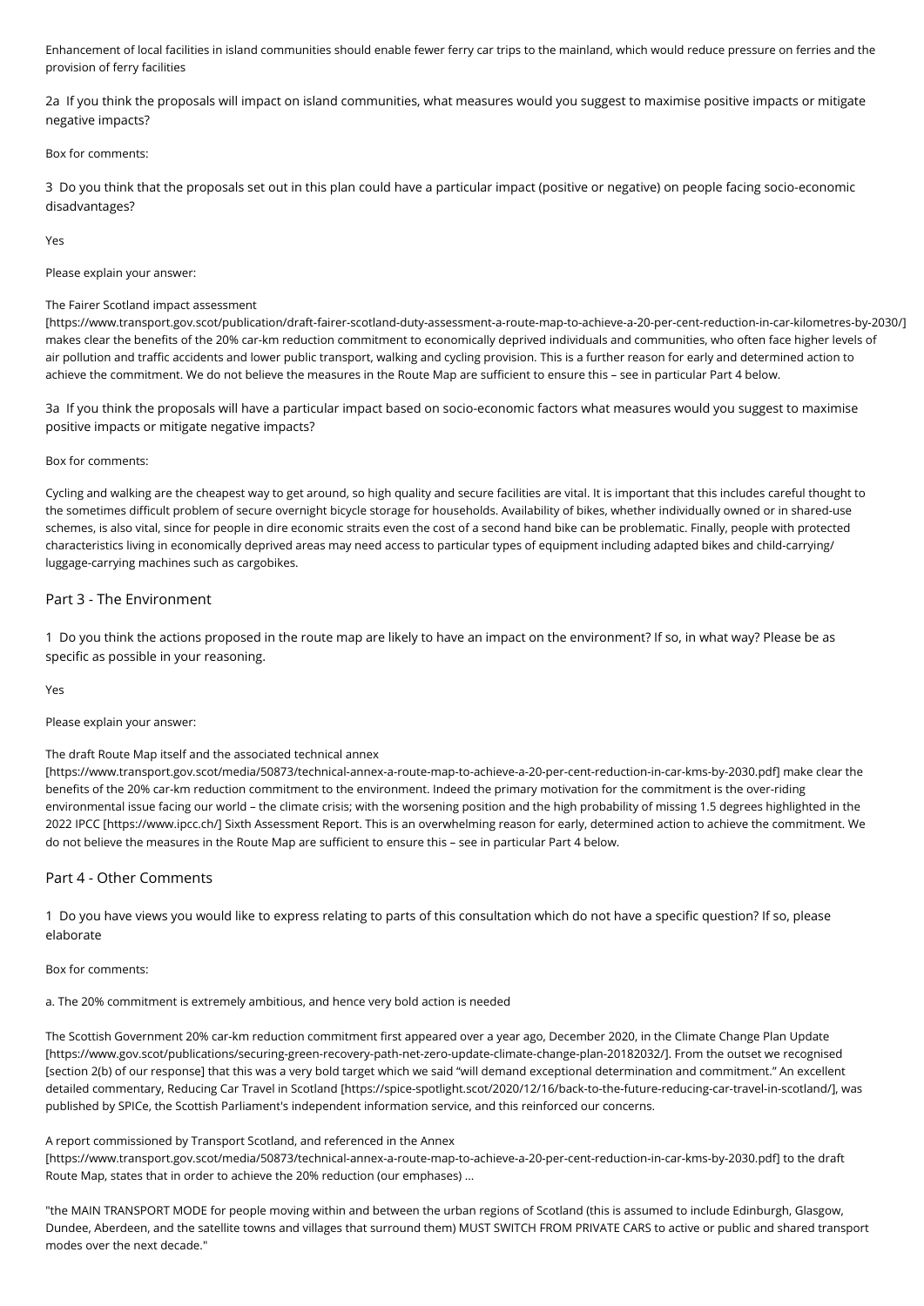Enhancement of local facilities in island communities should enable fewer ferry car trips to the mainland, which would reduce pressure on ferries and the provision of ferry facilities

2a If you think the proposals will impact on island communities, what measures would you suggest to maximise positive impacts or mitigate negative impacts?

Box for comments:

3 Do you think that the proposals set out in this plan could have a particular impact (positive or negative) on people facing socio-economic disadvantages?

Yes

Please explain your answer:

The Fairer Scotland impact assessment [https://www.transport.gov.scot/publication/draft-fairer-scotland-duty-assessment-a-route-map-to-achieve-a-20-per-cent-reduction-in-car-kilometres-by-2030/] makes clear the benefits of the 20% car-km reduction commitment to economically deprived individuals and communities, who often face higher levels of air pollution and traffic accidents and lower public transport, walking and cycling provision. This is a further reason for early and determined action to achieve the commitment. We do not believe the measures in the Route Map are sufficient to ensure this – see in particular Part 4 below.

3a If you think the proposals will have a particular impact based on socio-economic factors what measures would you suggest to maximise positive impacts or mitigate negative impacts?

Box for comments:

Cycling and walking are the cheapest way to get around, so high quality and secure facilities are vital. It is important that this includes careful thought to the sometimes difficult problem of secure overnight bicycle storage for households. Availability of bikes, whether individually owned or in shared-use schemes, is also vital, since for people in dire economic straits even the cost of a second hand bike can be problematic. Finally, people with protected characteristics living in economically deprived areas may need access to particular types of equipment including adapted bikes and child-carrying/ luggage-carrying machines such as cargobikes.

## Part 3 - The Environment

1 Do you think the actions proposed in the route map are likely to have an impact on the environment? If so, in what way? Please be as specific as possible in your reasoning.

Yes

Please explain your answer:

The draft Route Map itself and the associated technical annex [https://www.transport.gov.scot/media/50873/technical-annex-a-route-map-to-achieve-a-20-per-cent-reduction-in-car-kms-by-2030.pdf] make clear the benefits of the 20% car-km reduction commitment to the environment. Indeed the primary motivation for the commitment is the over-riding environmental issue facing our world – the climate crisis; with the worsening position and the high probability of missing 1.5 degrees highlighted in the 2022 IPCC [https://www.ipcc.ch/] Sixth Assessment Report. This is an overwhelming reason for early, determined action to achieve the commitment. We do not believe the measures in the Route Map are sufficient to ensure this – see in particular Part 4 below.

## Part 4 - Other Comments

1 Do you have views you would like to express relating to parts of this consultation which do not have a specific question? If so, please elaborate

Box for comments:

a. The 20% commitment is extremely ambitious, and hence very bold action is needed

The Scottish Government 20% car-km reduction commitment first appeared over a year ago, December 2020, in the Climate Change Plan Update [https://www.gov.scot/publications/securing-green-recovery-path-net-zero-update-climate-change-plan-20182032/]. From the outset we recognised [section 2(b) of our response] that this was a very bold target which we said "will demand exceptional determination and commitment." An excellent detailed commentary, Reducing Car Travel in Scotland [https://spice-spotlight.scot/2020/12/16/back-to-the-future-reducing-car-travel-in-scotland/], was published by SPICe, the Scottish Parliament's independent information service, and this reinforced our concerns.

A report commissioned by Transport Scotland, and referenced in the Annex [https://www.transport.gov.scot/media/50873/technical-annex-a-route-map-to-achieve-a-20-per-cent-reduction-in-car-kms-by-2030.pdf] to the draft Route Map, states that in order to achieve the 20% reduction (our emphases) ...

"the MAIN TRANSPORT MODE for people moving within and between the urban regions of Scotland (this is assumed to include Edinburgh, Glasgow, Dundee, Aberdeen, and the satellite towns and villages that surround them) MUST SWITCH FROM PRIVATE CARS to active or public and shared transport modes over the next decade."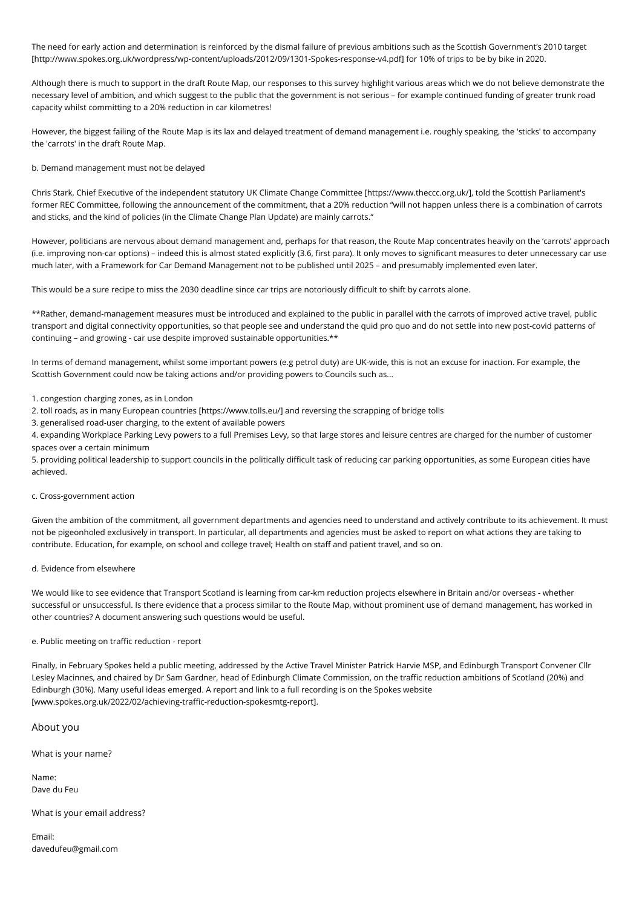The need for early action and determination is reinforced by the dismal failure of previous ambitions such as the Scottish Government's 2010 target [http://www.spokes.org.uk/wordpress/wp-content/uploads/2012/09/1301-Spokes-response-v4.pdf] for 10% of trips to be by bike in 2020.

Although there is much to support in the draft Route Map, our responses to this survey highlight various areas which we do not believe demonstrate the necessary level of ambition, and which suggest to the public that the government is not serious – for example continued funding of greater trunk road capacity whilst committing to a 20% reduction in car kilometres!

However, the biggest failing of the Route Map is its lax and delayed treatment of demand management i.e. roughly speaking, the 'sticks' to accompany the 'carrots' in the draft Route Map.

b. Demand management must not be delayed

Chris Stark, Chief Executive of the independent statutory UK Climate Change Committee [https://www.theccc.org.uk/], told the Scottish Parliament's former REC Committee, following the announcement of the commitment, that a 20% reduction "will not happen unless there is a combination of carrots and sticks, and the kind of policies (in the Climate Change Plan Update) are mainly carrots."

However, politicians are nervous about demand management and, perhaps for that reason, the Route Map concentrates heavily on the 'carrots' approach (i.e. improving non-car options) – indeed this is almost stated explicitly (3.6, first para). It only moves to significant measures to deter unnecessary car use much later, with a Framework for Car Demand Management not to be published until 2025 – and presumably implemented even later.

This would be a sure recipe to miss the 2030 deadline since car trips are notoriously difficult to shift by carrots alone.

**Rather, demand-management measures must be introduced and explained to the public in parallel with the carrots of improved active travel, public transport and digital connectivity opportunities, so that people see and understand the quid pro quo and do not settle into new post-covid patterns of continuing – and growing - car use despite improved sustainable opportunities.**

In terms of demand management, whilst some important powers (e.g petrol duty) are UK-wide, this is not an excuse for inaction. For example, the Scottish Government could now be taking actions and/or providing powers to Councils such as...

1. congestion charging zones, as in London
2. toll roads, as in many European countries [https://www.tolls.eu/] and reversing the scrapping of bridge tolls
3. generalised road-user charging, to the extent of available powers
4. expanding Workplace Parking Levy powers to a full Premises Levy, so that large stores and leisure centres are charged for the number of customer spaces over a certain minimum
5. providing political leadership to support councils in the politically difficult task of reducing car parking opportunities, as some European cities have achieved.

c. Cross-government action

Given the ambition of the commitment, all government departments and agencies need to understand and actively contribute to its achievement. It must not be pigeonholed exclusively in transport. In particular, all departments and agencies must be asked to report on what actions they are taking to contribute. Education, for example, on school and college travel; Health on staff and patient travel, and so on.

d. Evidence from elsewhere

We would like to see evidence that Transport Scotland is learning from car-km reduction projects elsewhere in Britain and/or overseas - whether successful or unsuccessful. Is there evidence that a process similar to the Route Map, without prominent use of demand management, has worked in other countries? A document answering such questions would be useful.

e. Public meeting on traffic reduction - report

Finally, in February Spokes held a public meeting, addressed by the Active Travel Minister Patrick Harvie MSP, and Edinburgh Transport Convener Cllr Lesley Macinnes, and chaired by Dr Sam Gardner, head of Edinburgh Climate Commission, on the traffic reduction ambitions of Scotland (20%) and Edinburgh (30%). Many useful ideas emerged. A report and link to a full recording is on the Spokes website [www.spokes.org.uk/2022/02/achieving-traffic-reduction-spokesmtg-report].

## About you

What is your name?

Name:
Dave du Feu

What is your email address?

Email:
davedufeu@gmail.com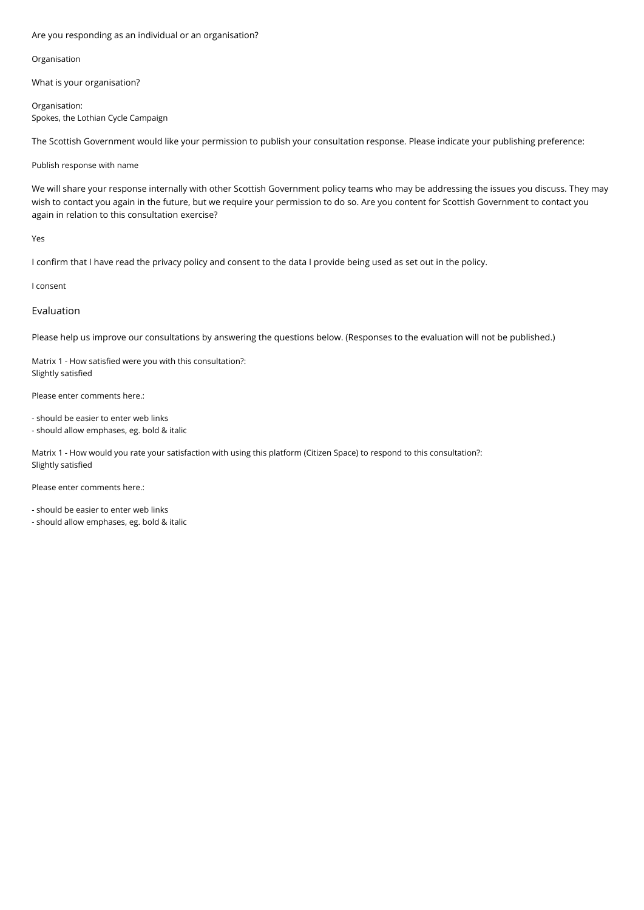Are you responding as an individual or an organisation?

Organisation

What is your organisation?

Organisation:
Spokes, the Lothian Cycle Campaign

The Scottish Government would like your permission to publish your consultation response. Please indicate your publishing preference:

Publish response with name

We will share your response internally with other Scottish Government policy teams who may be addressing the issues you discuss. They may wish to contact you again in the future, but we require your permission to do so. Are you content for Scottish Government to contact you again in relation to this consultation exercise?

Yes

I confirm that I have read the privacy policy and consent to the data I provide being used as set out in the policy.

I consent

## Evaluation

Please help us improve our consultations by answering the questions below. (Responses to the evaluation will not be published.)

Matrix 1 - How satisfied were you with this consultation?:
Slightly satisfied

Please enter comments here.:

- should be easier to enter web links
- should allow emphases, eg. bold & italic

Matrix 1 - How would you rate your satisfaction with using this platform (Citizen Space) to respond to this consultation?:
Slightly satisfied

Please enter comments here.:

- should be easier to enter web links
- should allow emphases, eg. bold & italic